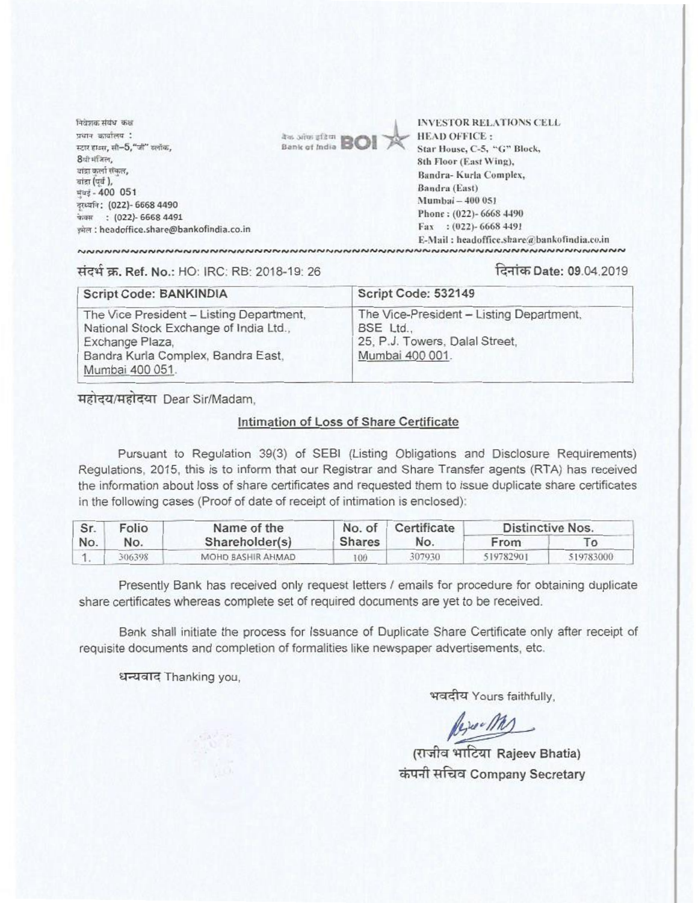निवेशक संबंध कक्ष
प्रधान कार्यालय :
स्टार हाउस, सी–5,"जी" ब्लॉक,
8वी मंजिल,
बांद्रा कुर्ला संकुल,
बांद्रा (पूर्व ),
मुंबई - 400 051
दूरध्वनि : (022)- 6668 4490
फेक्स : (022)- 6668 4491
इमेल : headoffice.share@bankofindia.co.in

बैंक ऑफ इंडिया Bank of India BOI

INVESTOR RELATIONS CELL
HEAD OFFICE :
Star House, C-5, "G" Block,
8th Floor (East Wing),
Bandra- Kurla Complex,
Bandra (East)
Mumbai – 400 051
Phone : (022)- 6668 4490
Fax : (022)- 6668 4491
E-Mail : headoffice.share@bankofindia.co.in

संदर्भ क्र. Ref. No.: HO: IRC: RB: 2018-19: 26

दिनांक Date: 09.04.2019

| Script Code: BANKINDIA | Script Code: 532149 |
|---|---|
| The Vice President – Listing Department, National Stock Exchange of India Ltd., Exchange Plaza, Bandra Kurla Complex, Bandra East, Mumbai 400 051. | The Vice-President – Listing Department, BSE Ltd., 25, P.J. Towers, Dalal Street, Mumbai 400 001. |

महोदय/महोदया Dear Sir/Madam,

## Intimation of Loss of Share Certificate

Pursuant to Regulation 39(3) of SEBI (Listing Obligations and Disclosure Requirements) Regulations, 2015, this is to inform that our Registrar and Share Transfer agents (RTA) has received the information about loss of share certificates and requested them to issue duplicate share certificates in the following cases (Proof of date of receipt of intimation is enclosed):

| Sr. No. | Folio No. | Name of the Shareholder(s) | No. of Shares | Certificate No. | Distinctive Nos. | |
|---|---|---|---|---|---|---|
| | | | | | From | To |
| 1. | 306398 | MOHD BASHIR AHMAD | 100 | 307930 | 519782901 | 519783000 |

Presently Bank has received only request letters / emails for procedure for obtaining duplicate share certificates whereas complete set of required documents are yet to be received.

Bank shall initiate the process for Issuance of Duplicate Share Certificate only after receipt of requisite documents and completion of formalities like newspaper advertisements, etc.

धन्यवाद Thanking you,

भवदीय Yours faithfully,

(राजीव भाटिया Rajeev Bhatia)
कंपनी सचिव Company Secretary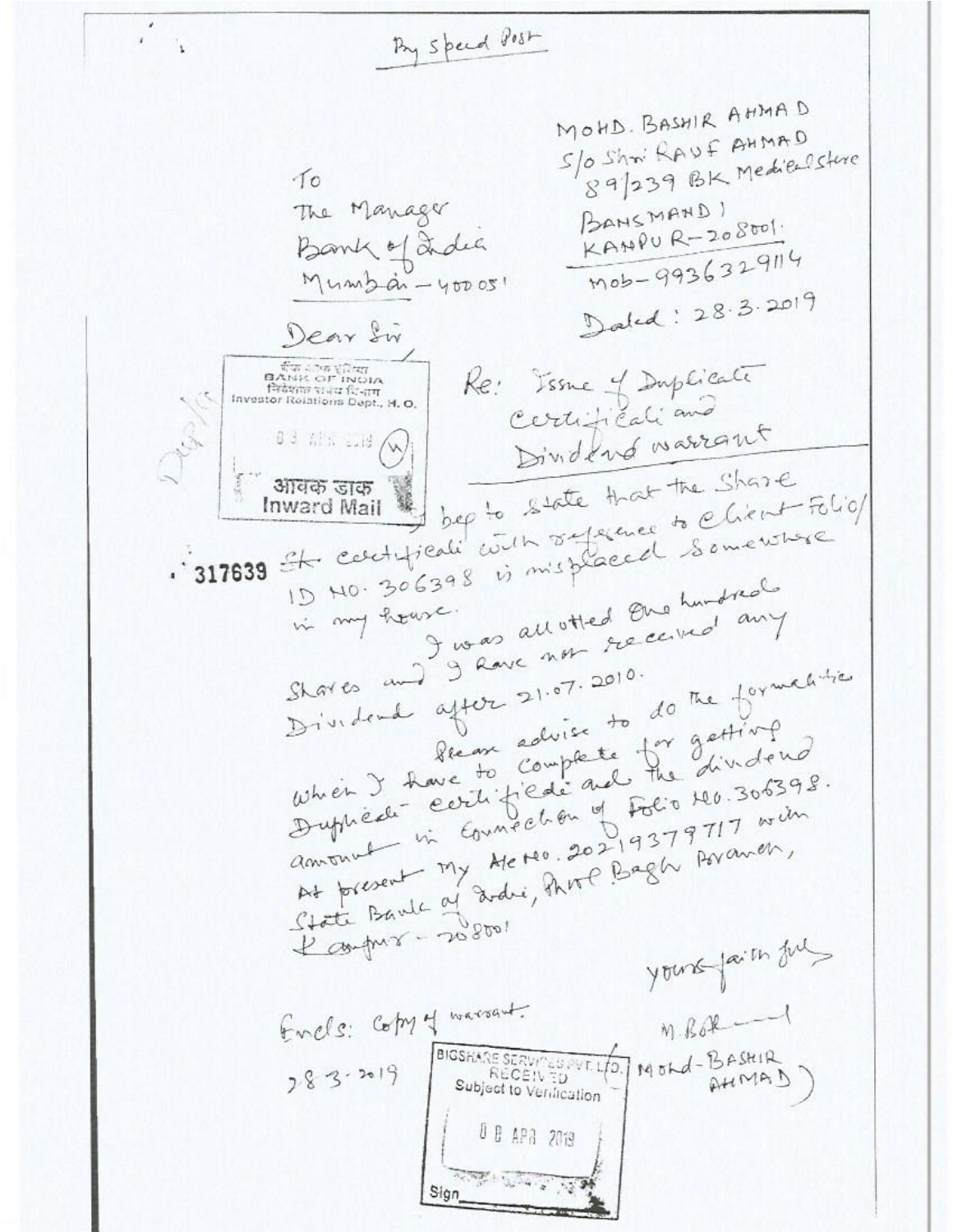By Speed Post

MOHD. BASHIR AHMAD
S/o Shri RAUF AHMAD
89/239 BK Medical Store
BANSMANDI
KANPUR-208001.
Mob-9936329114

Dated: 28.3.2019

To
The Manager
Bank of India
Mumbai - 400051

Dear Sir

BANK OF INDIA
Investor Relations Dept., H.O.
03 APR 2019
आवक डाक
Inward Mail

Re: Issue of Duplicate Certificate and Dividend warrant

317639

I beg to state that the Share certificate with reference to Client Folio/ ID NO. 306398 is misplaced somewhere in my house.

I was allotted One hundred Shares and I have not received any Dividend after 21.07.2010.

Please advise to do the formalities which I have to complete for getting Duplicate certificate and the dividend amount in connection of Folio No. 306398. At present my A/c No. 20219379717 with State Bank of India, Phool Bagh Branch, Kanpur - 208001

Yours faithfully

M. Bashir
(MOHD-BASHIR AHMAD)

Encls: Copy of warrant.

28-3-2019

BIGSHARE SERVICES PVT. LTD.
RECEIVED
Subject to Verification
08 APR 2019
Sign